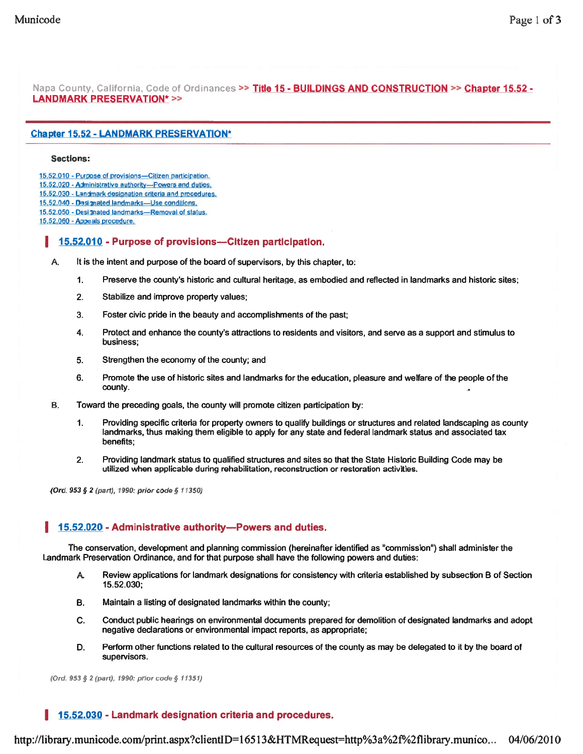Napa County, California, Code of Ordinances >> Title 15 - BUILDINGS AND CONSTRUCTION >> Chapter 15.52 - LANDMARK PRESERVATION* >>

## Chapter 15.52 - LANDMARK PRESERVATION*

**Sections:**

15.52.010 - Purpose of provisions—Citizen participation.
15.52.020 - Administrative authority—Powers and duties.
15.52.030 - Landmark designation criteria and procedures.
15.52.040 - Designated landmarks—Use conditions.
15.52.050 - Designated landmarks—Removal of status.
15.52.060 - Appeals procedure.

### 15.52.010 - Purpose of provisions—Citizen participation.

A. It is the intent and purpose of the board of supervisors, by this chapter, to:

1. Preserve the county's historic and cultural heritage, as embodied and reflected in landmarks and historic sites;
2. Stabilize and improve property values;
3. Foster civic pride in the beauty and accomplishments of the past;
4. Protect and enhance the county's attractions to residents and visitors, and serve as a support and stimulus to business;
5. Strengthen the economy of the county; and
6. Promote the use of historic sites and landmarks for the education, pleasure and welfare of the people of the county.

B. Toward the preceding goals, the county will promote citizen participation by:

1. Providing specific criteria for property owners to qualify buildings or structures and related landscaping as county landmarks, thus making them eligible to apply for any state and federal landmark status and associated tax benefits;
2. Providing landmark status to qualified structures and sites so that the State Historic Building Code may be utilized when applicable during rehabilitation, reconstruction or restoration activities.

*(Ord. 953 § 2 (part), 1990: prior code § 11350)*

### 15.52.020 - Administrative authority—Powers and duties.

The conservation, development and planning commission (hereinafter identified as "commission") shall administer the Landmark Preservation Ordinance, and for that purpose shall have the following powers and duties:

A. Review applications for landmark designations for consistency with criteria established by subsection B of Section 15.52.030;

B. Maintain a listing of designated landmarks within the county;

C. Conduct public hearings on environmental documents prepared for demolition of designated landmarks and adopt negative declarations or environmental impact reports, as appropriate;

D. Perform other functions related to the cultural resources of the county as may be delegated to it by the board of supervisors.

*(Ord. 953 § 2 (part), 1990: prior code § 11351)*

### 15.52.030 - Landmark designation criteria and procedures.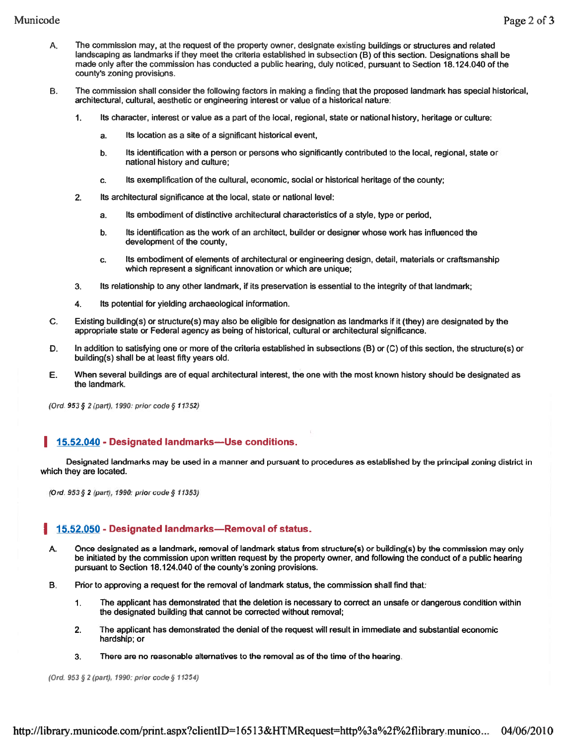A. The commission may, at the request of the property owner, designate existing buildings or structures and related landscaping as landmarks if they meet the criteria established in subsection (B) of this section. Designations shall be made only after the commission has conducted a public hearing, duly noticed, pursuant to Section 18.124.040 of the county's zoning provisions.

B. The commission shall consider the following factors in making a finding that the proposed landmark has special historical, architectural, cultural, aesthetic or engineering interest or value of a historical nature:

   1. Its character, interest or value as a part of the local, regional, state or national history, heritage or culture:

      a. Its location as a site of a significant historical event,

      b. Its identification with a person or persons who significantly contributed to the local, regional, state or national history and culture;

      c. Its exemplification of the cultural, economic, social or historical heritage of the county;

   2. Its architectural significance at the local, state or national level:

      a. Its embodiment of distinctive architectural characteristics of a style, type or period,

      b. Its identification as the work of an architect, builder or designer whose work has influenced the development of the county,

      c. Its embodiment of elements of architectural or engineering design, detail, materials or craftsmanship which represent a significant innovation or which are unique;

   3. Its relationship to any other landmark, if its preservation is essential to the integrity of that landmark;

   4. Its potential for yielding archaeological information.

C. Existing building(s) or structure(s) may also be eligible for designation as landmarks if it (they) are designated by the appropriate state or Federal agency as being of historical, cultural or architectural significance.

D. In addition to satisfying one or more of the criteria established in subsections (B) or (C) of this section, the structure(s) or building(s) shall be at least fifty years old.

E. When several buildings are of equal architectural interest, the one with the most known history should be designated as the landmark.

*(Ord. 953 § 2 (part), 1990: prior code § 11352)*

## 15.52.040 - Designated landmarks—Use conditions.

Designated landmarks may be used in a manner and pursuant to procedures as established by the principal zoning district in which they are located.

*(Ord. 953 § 2 (part), 1990: prior code § 11353)*

## 15.52.050 - Designated landmarks—Removal of status.

A. Once designated as a landmark, removal of landmark status from structure(s) or building(s) by the commission may only be initiated by the commission upon written request by the property owner, and following the conduct of a public hearing pursuant to Section 18.124.040 of the county's zoning provisions.

B. Prior to approving a request for the removal of landmark status, the commission shall find that:

   1. The applicant has demonstrated that the deletion is necessary to correct an unsafe or dangerous condition within the designated building that cannot be corrected without removal;

   2. The applicant has demonstrated the denial of the request will result in immediate and substantial economic hardship; or

   3. There are no reasonable alternatives to the removal as of the time of the hearing.

*(Ord. 953 § 2 (part), 1990: prior code § 11354)*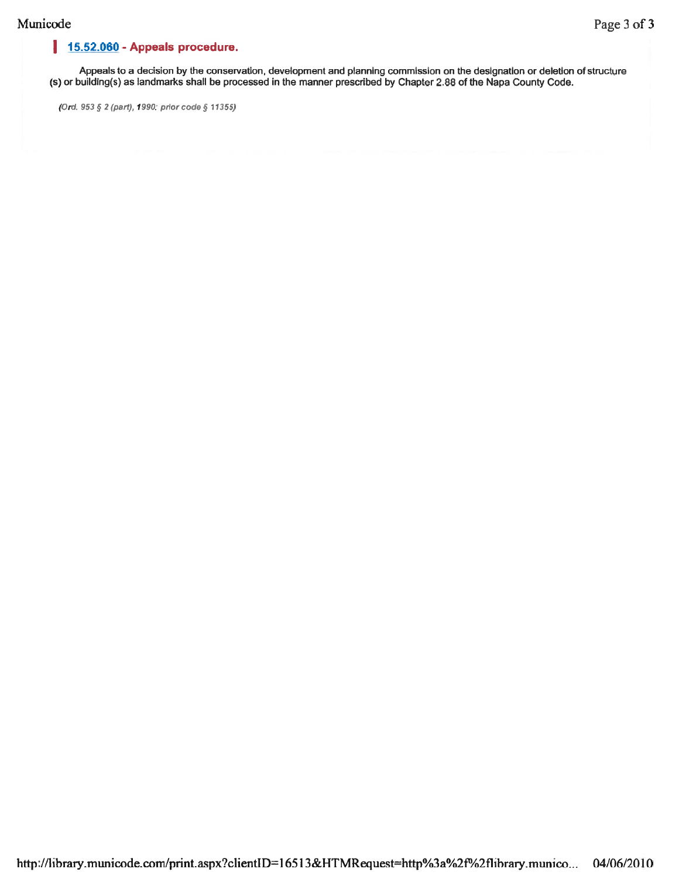## 15.52.060 - Appeals procedure.

Appeals to a decision by the conservation, development and planning commission on the designation or deletion of structure(s) or building(s) as landmarks shall be processed in the manner prescribed by Chapter 2.88 of the Napa County Code.

*(Ord. 953 § 2 (part), 1990; prior code § 11355)*